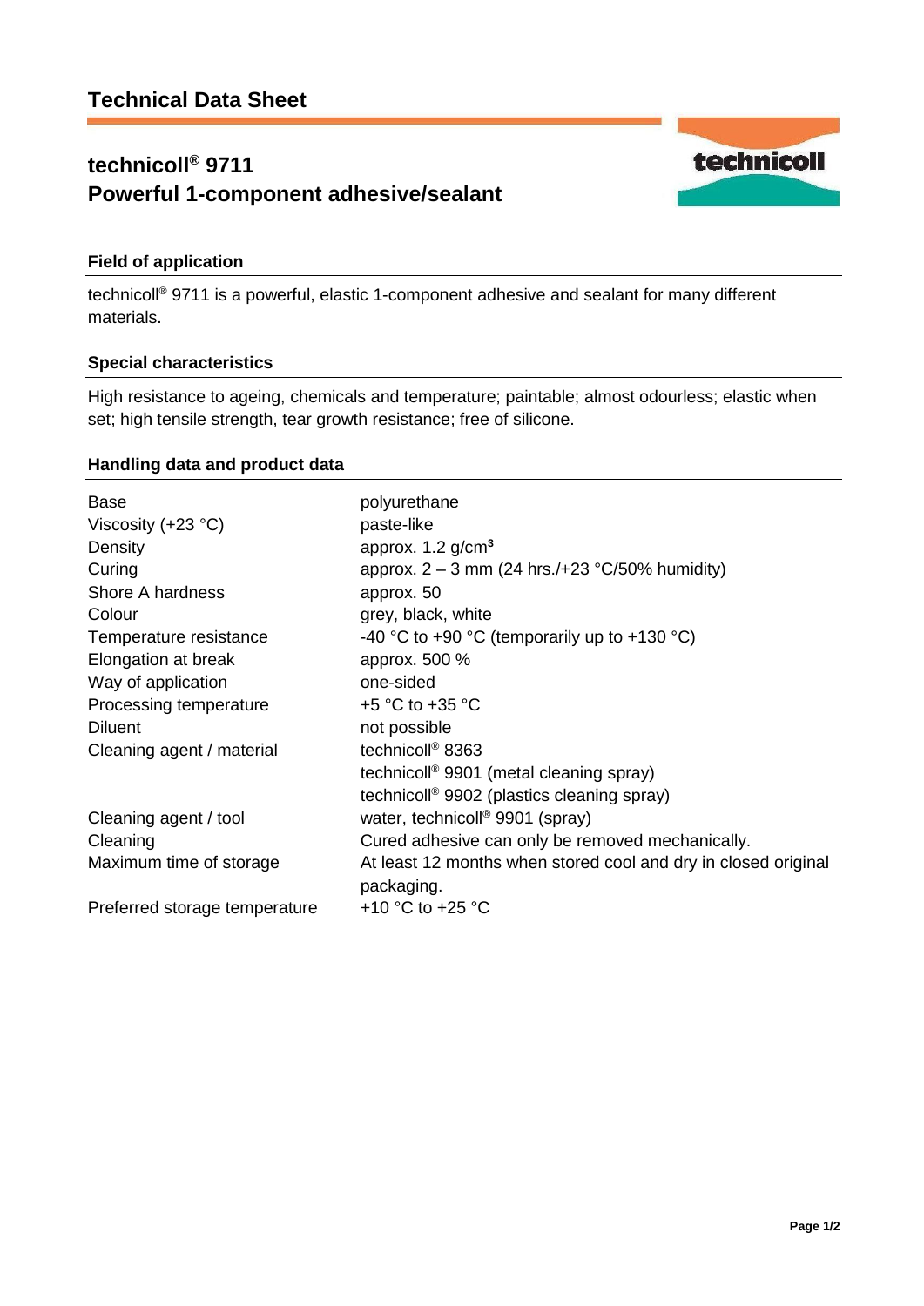# Technical Data Sheet

## technicoll® 9711
## Powerful 1-component adhesive/sealant

### Field of application

technicoll® 9711 is a powerful, elastic 1-component adhesive and sealant for many different materials.

### Special characteristics

High resistance to ageing, chemicals and temperature; paintable; almost odourless; elastic when set; high tensile strength, tear growth resistance; free of silicone.

### Handling data and product data

| | |
|---|---|
| Base | polyurethane |
| Viscosity (+23 °C) | paste-like |
| Density | approx. 1.2 g/cm³ |
| Curing | approx. 2 – 3 mm (24 hrs./+23 °C/50% humidity) |
| Shore A hardness | approx. 50 |
| Colour | grey, black, white |
| Temperature resistance | -40 °C to +90 °C (temporarily up to +130 °C) |
| Elongation at break | approx. 500 % |
| Way of application | one-sided |
| Processing temperature | +5 °C to +35 °C |
| Diluent | not possible |
| Cleaning agent / material | technicoll® 8363<br>technicoll® 9901 (metal cleaning spray)<br>technicoll® 9902 (plastics cleaning spray) |
| Cleaning agent / tool | water, technicoll® 9901 (spray) |
| Cleaning | Cured adhesive can only be removed mechanically. |
| Maximum time of storage | At least 12 months when stored cool and dry in closed original packaging. |
| Preferred storage temperature | +10 °C to +25 °C |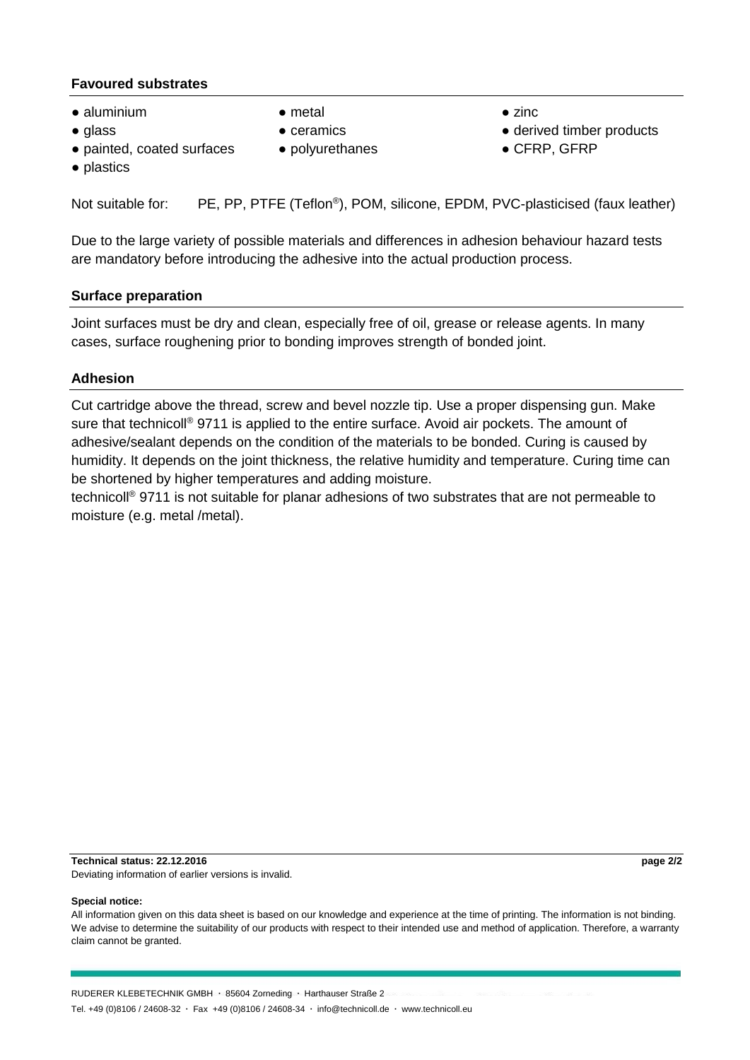### Favoured substrates

- aluminium
- glass
- painted, coated surfaces
- plastics
- metal
- ceramics
- polyurethanes
- zinc
- derived timber products
- CFRP, GFRP

Not suitable for: PE, PP, PTFE (Teflon®), POM, silicone, EPDM, PVC-plasticised (faux leather)

Due to the large variety of possible materials and differences in adhesion behaviour hazard tests are mandatory before introducing the adhesive into the actual production process.

### Surface preparation

Joint surfaces must be dry and clean, especially free of oil, grease or release agents. In many cases, surface roughening prior to bonding improves strength of bonded joint.

### Adhesion

Cut cartridge above the thread, screw and bevel nozzle tip. Use a proper dispensing gun. Make sure that technicoll® 9711 is applied to the entire surface. Avoid air pockets. The amount of adhesive/sealant depends on the condition of the materials to be bonded. Curing is caused by humidity. It depends on the joint thickness, the relative humidity and temperature. Curing time can be shortened by higher temperatures and adding moisture.
technicoll® 9711 is not suitable for planar adhesions of two substrates that are not permeable to moisture (e.g. metal /metal).

**Technical status: 22.12.2016**
Deviating information of earlier versions is invalid.

**Special notice:**
All information given on this data sheet is based on our knowledge and experience at the time of printing. The information is not binding. We advise to determine the suitability of our products with respect to their intended use and method of application. Therefore, a warranty claim cannot be granted.

RUDERER KLEBETECHNIK GMBH · 85604 Zorneding · Harthauser Straße 2
Tel. +49 (0)8106 / 24608-32 · Fax +49 (0)8106 / 24608-34 · info@technicoll.de · www.technicoll.eu